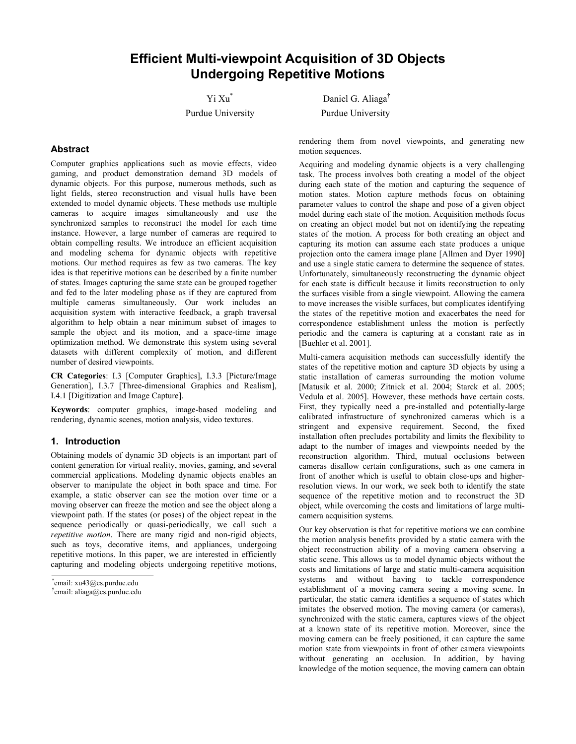# Efficient Multi-viewpoint Acquisition of 3D Objects Undergoing Repetitive Motions

Yi Xu[*]
Purdue University

Daniel G. Aliaga[†]
Purdue University

## Abstract

Computer graphics applications such as movie effects, video gaming, and product demonstration demand 3D models of dynamic objects. For this purpose, numerous methods, such as light fields, stereo reconstruction and visual hulls have been extended to model dynamic objects. These methods use multiple cameras to acquire images simultaneously and use the synchronized samples to reconstruct the model for each time instance. However, a large number of cameras are required to obtain compelling results. We introduce an efficient acquisition and modeling schema for dynamic objects with repetitive motions. Our method requires as few as two cameras. The key idea is that repetitive motions can be described by a finite number of states. Images capturing the same state can be grouped together and fed to the later modeling phase as if they are captured from multiple cameras simultaneously. Our work includes an acquisition system with interactive feedback, a graph traversal algorithm to help obtain a near minimum subset of images to sample the object and its motion, and a space-time image optimization method. We demonstrate this system using several datasets with different complexity of motion, and different number of desired viewpoints.

**CR Categories**: I.3 [Computer Graphics], I.3.3 [Picture/Image Generation], I.3.7 [Three-dimensional Graphics and Realism], I.4.1 [Digitization and Image Capture].

**Keywords**: computer graphics, image-based modeling and rendering, dynamic scenes, motion analysis, video textures.

## 1. Introduction

Obtaining models of dynamic 3D objects is an important part of content generation for virtual reality, movies, gaming, and several commercial applications. Modeling dynamic objects enables an observer to manipulate the object in both space and time. For example, a static observer can see the motion over time or a moving observer can freeze the motion and see the object along a viewpoint path. If the states (or poses) of the object repeat in the sequence periodically or quasi-periodically, we call such a *repetitive motion*. There are many rigid and non-rigid objects, such as toys, decorative items, and appliances, undergoing repetitive motions. In this paper, we are interested in efficiently capturing and modeling objects undergoing repetitive motions, rendering them from novel viewpoints, and generating new motion sequences.

Acquiring and modeling dynamic objects is a very challenging task. The process involves both creating a model of the object during each state of the motion and capturing the sequence of motion states. Motion capture methods focus on obtaining parameter values to control the shape and pose of a given object model during each state of the motion. Acquisition methods focus on creating an object model but not on identifying the repeating states of the motion. A process for both creating an object and capturing its motion can assume each state produces a unique projection onto the camera image plane [Allmen and Dyer 1990] and use a single static camera to determine the sequence of states. Unfortunately, simultaneously reconstructing the dynamic object for each state is difficult because it limits reconstruction to only the surfaces visible from a single viewpoint. Allowing the camera to move increases the visible surfaces, but complicates identifying the states of the repetitive motion and exacerbates the need for correspondence establishment unless the motion is perfectly periodic and the camera is capturing at a constant rate as in [Buehler et al. 2001].

Multi-camera acquisition methods can successfully identify the states of the repetitive motion and capture 3D objects by using a static installation of cameras surrounding the motion volume [Matusik et al. 2000; Zitnick et al. 2004; Starck et al. 2005; Vedula et al. 2005]. However, these methods have certain costs. First, they typically need a pre-installed and potentially-large calibrated infrastructure of synchronized cameras which is a stringent and expensive requirement. Second, the fixed installation often precludes portability and limits the flexibility to adapt to the number of images and viewpoints needed by the reconstruction algorithm. Third, mutual occlusions between cameras disallow certain configurations, such as one camera in front of another which is useful to obtain close-ups and higher-resolution views. In our work, we seek both to identify the state sequence of the repetitive motion and to reconstruct the 3D object, while overcoming the costs and limitations of large multi-camera acquisition systems.

Our key observation is that for repetitive motions we can combine the motion analysis benefits provided by a static camera with the object reconstruction ability of a moving camera observing a static scene. This allows us to model dynamic objects without the costs and limitations of large and static multi-camera acquisition systems and without having to tackle correspondence establishment of a moving camera seeing a moving scene. In particular, the static camera identifies a sequence of states which imitates the observed motion. The moving camera (or cameras), synchronized with the static camera, captures views of the object at a known state of its repetitive motion. Moreover, since the moving camera can be freely positioned, it can capture the same motion state from viewpoints in front of other camera viewpoints without generating an occlusion. In addition, by having knowledge of the motion sequence, the moving camera can obtain

[*] email: xu43@cs.purdue.edu
[†] email: aliaga@cs.purdue.edu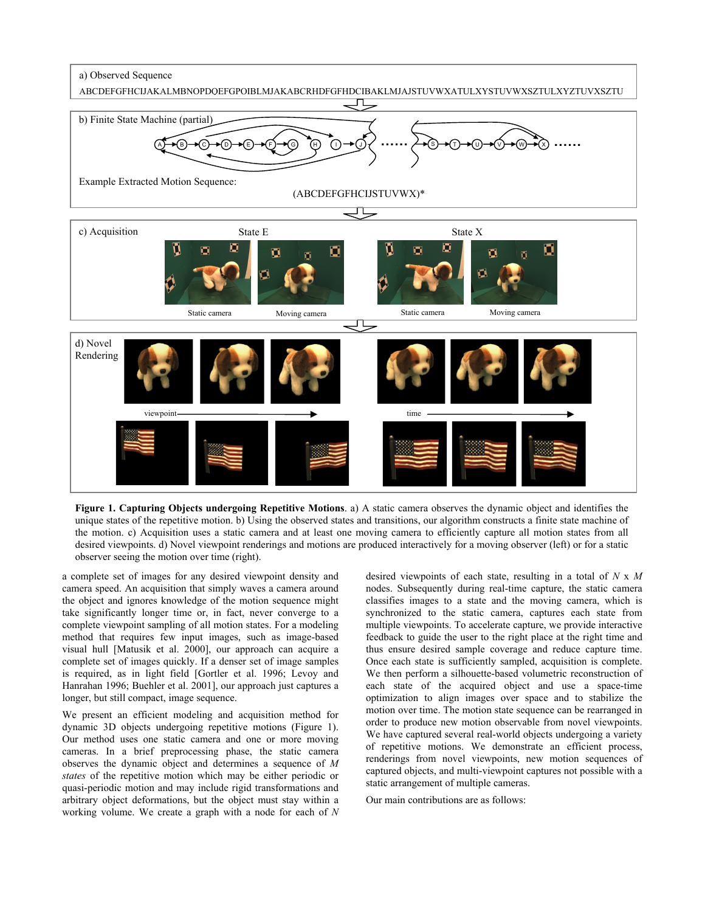a) Observed Sequence

ABCDEFGFHCIJAKALMBNOPDQEFGPOIBLMJAKABCRHDFGFHDCIBAKLMJAJSTUVWXATULXYSTUVWXSZTULXYZTUVXSZTU

b) Finite State Machine (partial)

Example Extracted Motion Sequence:

(ABCDEFGFHCIJSTUVWX)*

c) Acquisition

State E — Static camera, Moving camera

State X — Static camera, Moving camera

d) Novel Rendering

viewpoint → time →

**Figure 1. Capturing Objects undergoing Repetitive Motions**. a) A static camera observes the dynamic object and identifies the unique states of the repetitive motion. b) Using the observed states and transitions, our algorithm constructs a finite state machine of the motion. c) Acquisition uses a static camera and at least one moving camera to efficiently capture all motion states from all desired viewpoints. d) Novel viewpoint renderings and motions are produced interactively for a moving observer (left) or for a static observer seeing the motion over time (right).

a complete set of images for any desired viewpoint density and camera speed. An acquisition that simply waves a camera around the object and ignores knowledge of the motion sequence might take significantly longer time or, in fact, never converge to a complete viewpoint sampling of all motion states. For a modeling method that requires few input images, such as image-based visual hull [Matusik et al. 2000], our approach can acquire a complete set of images quickly. If a denser set of image samples is required, as in light field [Gortler et al. 1996; Levoy and Hanrahan 1996; Buehler et al. 2001], our approach just captures a longer, but still compact, image sequence.

We present an efficient modeling and acquisition method for dynamic 3D objects undergoing repetitive motions (Figure 1). Our method uses one static camera and one or more moving cameras. In a brief preprocessing phase, the static camera observes the dynamic object and determines a sequence of $M$ *states* of the repetitive motion which may be either periodic or quasi-periodic motion and may include rigid transformations and arbitrary object deformations, but the object must stay within a working volume. We create a graph with a node for each of $N$ desired viewpoints of each state, resulting in a total of $N$ x $M$ nodes. Subsequently during real-time capture, the static camera classifies images to a state and the moving camera, which is synchronized to the static camera, captures each state from multiple viewpoints. To accelerate capture, we provide interactive feedback to guide the user to the right place at the right time and thus ensure desired sample coverage and reduce capture time. Once each state is sufficiently sampled, acquisition is complete. We then perform a silhouette-based volumetric reconstruction of each state of the acquired object and use a space-time optimization to align images over space and to stabilize the motion over time. The motion state sequence can be rearranged in order to produce new motion observable from novel viewpoints. We have captured several real-world objects undergoing a variety of repetitive motions. We demonstrate an efficient process, renderings from novel viewpoints, new motion sequences of captured objects, and multi-viewpoint captures not possible with a static arrangement of multiple cameras.

Our main contributions are as follows: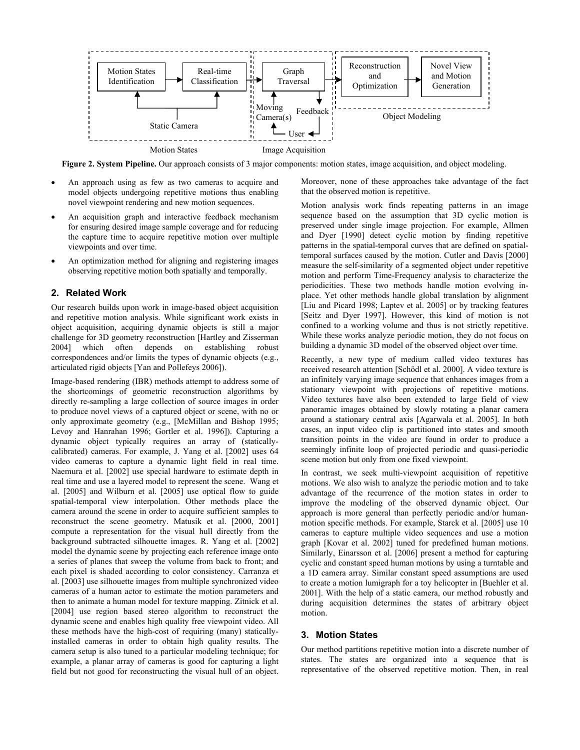Motion States Identification → Real-time Classification → Graph Traversal → Reconstruction and Optimization → Novel View and Motion Generation

Static Camera

Moving Camera(s)

Feedback

User

Object Modeling

Motion States

Image Acquisition

**Figure 2. System Pipeline.** Our approach consists of 3 major components: motion states, image acquisition, and object modeling.

- An approach using as few as two cameras to acquire and model objects undergoing repetitive motions thus enabling novel viewpoint rendering and new motion sequences.
- An acquisition graph and interactive feedback mechanism for ensuring desired image sample coverage and for reducing the capture time to acquire repetitive motion over multiple viewpoints and over time.
- An optimization method for aligning and registering images observing repetitive motion both spatially and temporally.

## 2. Related Work

Our research builds upon work in image-based object acquisition and repetitive motion analysis. While significant work exists in object acquisition, acquiring dynamic objects is still a major challenge for 3D geometry reconstruction [Hartley and Zisserman 2004] which often depends on establishing robust correspondences and/or limits the types of dynamic objects (e.g., articulated rigid objects [Yan and Pollefeys 2006]).

Image-based rendering (IBR) methods attempt to address some of the shortcomings of geometric reconstruction algorithms by directly re-sampling a large collection of source images in order to produce novel views of a captured object or scene, with no or only approximate geometry (e.g., [McMillan and Bishop 1995; Levoy and Hanrahan 1996; Gortler et al. 1996]). Capturing a dynamic object typically requires an array of (statically-calibrated) cameras. For example, J. Yang et al. [2002] uses 64 video cameras to capture a dynamic light field in real time. Naemura et al. [2002] use special hardware to estimate depth in real time and use a layered model to represent the scene. Wang et al. [2005] and Wilburn et al. [2005] use optical flow to guide spatial-temporal view interpolation. Other methods place the camera around the scene in order to acquire sufficient samples to reconstruct the scene geometry. Matusik et al. [2000, 2001] compute a representation for the visual hull directly from the background subtracted silhouette images. R. Yang et al. [2002] model the dynamic scene by projecting each reference image onto a series of planes that sweep the volume from back to front; and each pixel is shaded according to color consistency. Carranza et al. [2003] use silhouette images from multiple synchronized video cameras of a human actor to estimate the motion parameters and then to animate a human model for texture mapping. Zitnick et al. [2004] use region based stereo algorithm to reconstruct the dynamic scene and enables high quality free viewpoint video. All these methods have the high-cost of requiring (many) statically-installed cameras in order to obtain high quality results. The camera setup is also tuned to a particular modeling technique; for example, a planar array of cameras is good for capturing a light field but not good for reconstructing the visual hull of an object. Moreover, none of these approaches take advantage of the fact that the observed motion is repetitive.

Motion analysis work finds repeating patterns in an image sequence based on the assumption that 3D cyclic motion is preserved under single image projection. For example, Allmen and Dyer [1990] detect cyclic motion by finding repetitive patterns in the spatial-temporal curves that are defined on spatial-temporal surfaces caused by the motion. Cutler and Davis [2000] measure the self-similarity of a segmented object under repetitive motion and perform Time-Frequency analysis to characterize the periodicities. These two methods handle motion evolving in-place. Yet other methods handle global translation by alignment [Liu and Picard 1998; Laptev et al. 2005] or by tracking features [Seitz and Dyer 1997]. However, this kind of motion is not confined to a working volume and thus is not strictly repetitive. While these works analyze periodic motion, they do not focus on building a dynamic 3D model of the observed object over time.

Recently, a new type of medium called video textures has received research attention [Schödl et al. 2000]. A video texture is an infinitely varying image sequence that enhances images from a stationary viewpoint with projections of repetitive motions. Video textures have also been extended to large field of view panoramic images obtained by slowly rotating a planar camera around a stationary central axis [Agarwala et al. 2005]. In both cases, an input video clip is partitioned into states and smooth transition points in the video are found in order to produce a seemingly infinite loop of projected periodic and quasi-periodic scene motion but only from one fixed viewpoint.

In contrast, we seek multi-viewpoint acquisition of repetitive motions. We also wish to analyze the periodic motion and to take advantage of the recurrence of the motion states in order to improve the modeling of the observed dynamic object. Our approach is more general than perfectly periodic and/or human-motion specific methods. For example, Starck et al. [2005] use 10 cameras to capture multiple video sequences and use a motion graph [Kovar et al. 2002] tuned for predefined human motions. Similarly, Einarsson et al. [2006] present a method for capturing cyclic and constant speed human motions by using a turntable and a 1D camera array. Similar constant speed assumptions are used to create a motion lumigraph for a toy helicopter in [Buehler et al. 2001]. With the help of a static camera, our method robustly and during acquisition determines the states of arbitrary object motion.

## 3. Motion States

Our method partitions repetitive motion into a discrete number of states. The states are organized into a sequence that is representative of the observed repetitive motion. Then, in real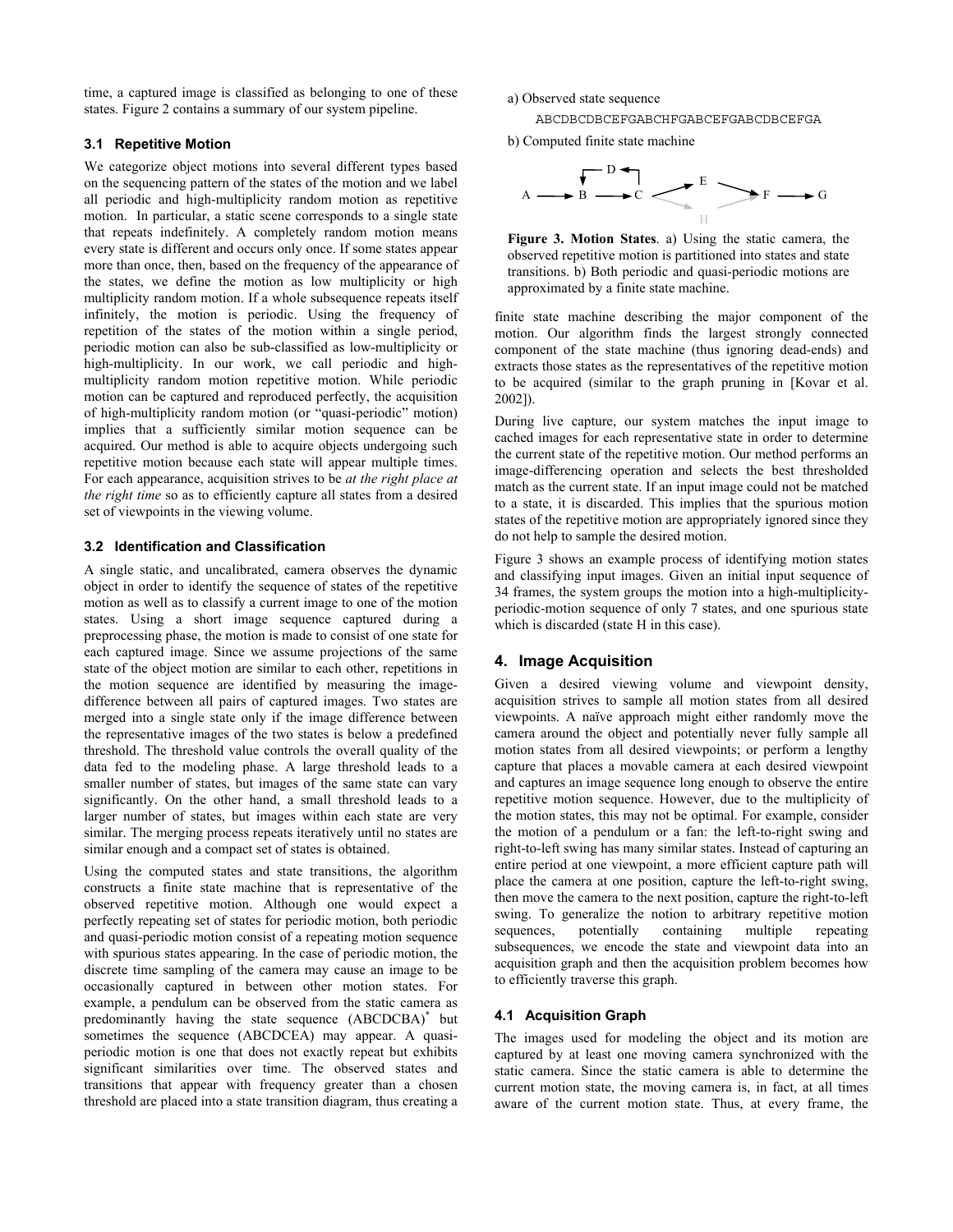time, a captured image is classified as belonging to one of these states. Figure 2 contains a summary of our system pipeline.

### 3.1 Repetitive Motion

We categorize object motions into several different types based on the sequencing pattern of the states of the motion and we label all periodic and high-multiplicity random motion as repetitive motion. In particular, a static scene corresponds to a single state that repeats indefinitely. A completely random motion means every state is different and occurs only once. If some states appear more than once, then, based on the frequency of the appearance of the states, we define the motion as low multiplicity or high multiplicity random motion. If a whole subsequence repeats itself infinitely, the motion is periodic. Using the frequency of repetition of the states of the motion within a single period, periodic motion can also be sub-classified as low-multiplicity or high-multiplicity. In our work, we call periodic and high-multiplicity random motion repetitive motion. While periodic motion can be captured and reproduced perfectly, the acquisition of high-multiplicity random motion (or "quasi-periodic" motion) implies that a sufficiently similar motion sequence can be acquired. Our method is able to acquire objects undergoing such repetitive motion because each state will appear multiple times. For each appearance, acquisition strives to be *at the right place at the right time* so as to efficiently capture all states from a desired set of viewpoints in the viewing volume.

### 3.2 Identification and Classification

A single static, and uncalibrated, camera observes the dynamic object in order to identify the sequence of states of the repetitive motion as well as to classify a current image to one of the motion states. Using a short image sequence captured during a preprocessing phase, the motion is made to consist of one state for each captured image. Since we assume projections of the same state of the object motion are similar to each other, repetitions in the motion sequence are identified by measuring the image-difference between all pairs of captured images. Two states are merged into a single state only if the image difference between the representative images of the two states is below a predefined threshold. The threshold value controls the overall quality of the data fed to the modeling phase. A large threshold leads to a smaller number of states, but images of the same state can vary significantly. On the other hand, a small threshold leads to a larger number of states, but images within each state are very similar. The merging process repeats iteratively until no states are similar enough and a compact set of states is obtained.

Using the computed states and state transitions, the algorithm constructs a finite state machine that is representative of the observed repetitive motion. Although one would expect a perfectly repeating set of states for periodic motion, both periodic and quasi-periodic motion consist of a repeating motion sequence with spurious states appearing. In the case of periodic motion, the discrete time sampling of the camera may cause an image to be occasionally captured in between other motion states. For example, a pendulum can be observed from the static camera as predominantly having the state sequence (ABCDCBA)* but sometimes the sequence (ABCDCEA) may appear. A quasi-periodic motion is one that does not exactly repeat but exhibits significant similarities over time. The observed states and transitions that appear with frequency greater than a chosen threshold are placed into a state transition diagram, thus creating a finite state machine describing the major component of the motion. Our algorithm finds the largest strongly connected component of the state machine (thus ignoring dead-ends) and extracts those states as the representatives of the repetitive motion to be acquired (similar to the graph pruning in [Kovar et al. 2002]).

a) Observed state sequence

```
ABCDBCDBCEFGABCHFGABCEFGABCDBCEFGA
```

b) Computed finite state machine

```
      D
      ↓↑
A → B → C → E → F → G
         ↘ H ↗
```

**Figure 3. Motion States**. a) Using the static camera, the observed repetitive motion is partitioned into states and state transitions. b) Both periodic and quasi-periodic motions are approximated by a finite state machine.

During live capture, our system matches the input image to cached images for each representative state in order to determine the current state of the repetitive motion. Our method performs an image-differencing operation and selects the best thresholded match as the current state. If an input image could not be matched to a state, it is discarded. This implies that the spurious motion states of the repetitive motion are appropriately ignored since they do not help to sample the desired motion.

Figure 3 shows an example process of identifying motion states and classifying input images. Given an initial input sequence of 34 frames, the system groups the motion into a high-multiplicity-periodic-motion sequence of only 7 states, and one spurious state which is discarded (state H in this case).

## 4. Image Acquisition

Given a desired viewing volume and viewpoint density, acquisition strives to sample all motion states from all desired viewpoints. A naïve approach might either randomly move the camera around the object and potentially never fully sample all motion states from all desired viewpoints; or perform a lengthy capture that places a movable camera at each desired viewpoint and captures an image sequence long enough to observe the entire repetitive motion sequence. However, due to the multiplicity of the motion states, this may not be optimal. For example, consider the motion of a pendulum or a fan: the left-to-right swing and right-to-left swing has many similar states. Instead of capturing an entire period at one viewpoint, a more efficient capture path will place the camera at one position, capture the left-to-right swing, then move the camera to the next position, capture the right-to-left swing. To generalize the notion to arbitrary repetitive motion sequences, potentially containing multiple repeating subsequences, we encode the state and viewpoint data into an acquisition graph and then the acquisition problem becomes how to efficiently traverse this graph.

### 4.1 Acquisition Graph

The images used for modeling the object and its motion are captured by at least one moving camera synchronized with the static camera. Since the static camera is able to determine the current motion state, the moving camera is, in fact, at all times aware of the current motion state. Thus, at every frame, the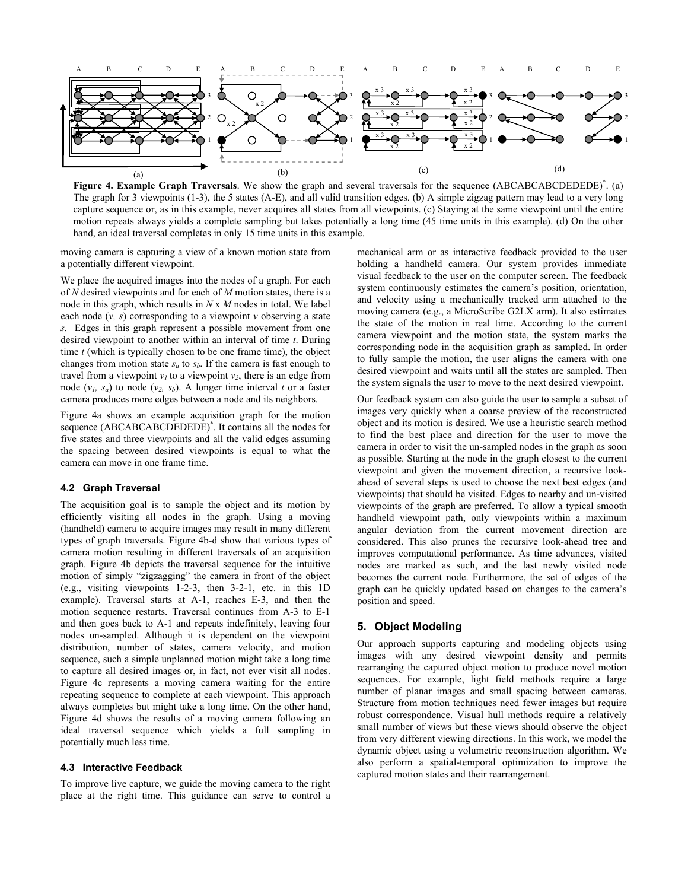**Figure 4. Example Graph Traversals**. We show the graph and several traversals for the sequence (ABCABCABCDEDEDE)*. (a) The graph for 3 viewpoints (1-3), the 5 states (A-E), and all valid transition edges. (b) A simple zigzag pattern may lead to a very long capture sequence or, as in this example, never acquires all states from all viewpoints. (c) Staying at the same viewpoint until the entire motion repeats always yields a complete sampling but takes potentially a long time (45 time units in this example). (d) On the other hand, an ideal traversal completes in only 15 time units in this example.

moving camera is capturing a view of a known motion state from a potentially different viewpoint.

We place the acquired images into the nodes of a graph. For each of $N$ desired viewpoints and for each of $M$ motion states, there is a node in this graph, which results in $N$ x $M$ nodes in total. We label each node $(v, s)$ corresponding to a viewpoint $v$ observing a state $s$. Edges in this graph represent a possible movement from one desired viewpoint to another within an interval of time $t$. During time $t$ (which is typically chosen to be one frame time), the object changes from motion state $s_a$ to $s_b$. If the camera is fast enough to travel from a viewpoint $v_1$ to a viewpoint $v_2$, there is an edge from node $(v_1, s_a)$ to node $(v_2, s_b)$. A longer time interval $t$ or a faster camera produces more edges between a node and its neighbors.

Figure 4a shows an example acquisition graph for the motion sequence (ABCABCABCDEDEDE)*. It contains all the nodes for five states and three viewpoints and all the valid edges assuming the spacing between desired viewpoints is equal to what the camera can move in one frame time.

### 4.2 Graph Traversal

The acquisition goal is to sample the object and its motion by efficiently visiting all nodes in the graph. Using a moving (handheld) camera to acquire images may result in many different types of graph traversals. Figure 4b-d show that various types of camera motion resulting in different traversals of an acquisition graph. Figure 4b depicts the traversal sequence for the intuitive motion of simply "zigzagging" the camera in front of the object (e.g., visiting viewpoints 1-2-3, then 3-2-1, etc. in this 1D example). Traversal starts at A-1, reaches E-3, and then the motion sequence restarts. Traversal continues from A-3 to E-1 and then goes back to A-1 and repeats indefinitely, leaving four nodes un-sampled. Although it is dependent on the viewpoint distribution, number of states, camera velocity, and motion sequence, such a simple unplanned motion might take a long time to capture all desired images or, in fact, not ever visit all nodes. Figure 4c represents a moving camera waiting for the entire repeating sequence to complete at each viewpoint. This approach always completes but might take a long time. On the other hand, Figure 4d shows the results of a moving camera following an ideal traversal sequence which yields a full sampling in potentially much less time.

### 4.3 Interactive Feedback

To improve live capture, we guide the moving camera to the right place at the right time. This guidance can serve to control a mechanical arm or as interactive feedback provided to the user holding a handheld camera. Our system provides immediate visual feedback to the user on the computer screen. The feedback system continuously estimates the camera's position, orientation, and velocity using a mechanically tracked arm attached to the moving camera (e.g., a MicroScribe G2LX arm). It also estimates the state of the motion in real time. According to the current camera viewpoint and the motion state, the system marks the corresponding node in the acquisition graph as sampled. In order to fully sample the motion, the user aligns the camera with one desired viewpoint and waits until all the states are sampled. Then the system signals the user to move to the next desired viewpoint.

Our feedback system can also guide the user to sample a subset of images very quickly when a coarse preview of the reconstructed object and its motion is desired. We use a heuristic search method to find the best place and direction for the user to move the camera in order to visit the un-sampled nodes in the graph as soon as possible. Starting at the node in the graph closest to the current viewpoint and given the movement direction, a recursive look-ahead of several steps is used to choose the next best edges (and viewpoints) that should be visited. Edges to nearby and un-visited viewpoints of the graph are preferred. To allow a typical smooth handheld viewpoint path, only viewpoints within a maximum angular deviation from the current movement direction are considered. This also prunes the recursive look-ahead tree and improves computational performance. As time advances, visited nodes are marked as such, and the last newly visited node becomes the current node. Furthermore, the set of edges of the graph can be quickly updated based on changes to the camera's position and speed.

## 5. Object Modeling

Our approach supports capturing and modeling objects using images with any desired viewpoint density and permits rearranging the captured object motion to produce novel motion sequences. For example, light field methods require a large number of planar images and small spacing between cameras. Structure from motion techniques need fewer images but require robust correspondence. Visual hull methods require a relatively small number of views but these views should observe the object from very different viewing directions. In this work, we model the dynamic object using a volumetric reconstruction algorithm. We also perform a spatial-temporal optimization to improve the captured motion states and their rearrangement.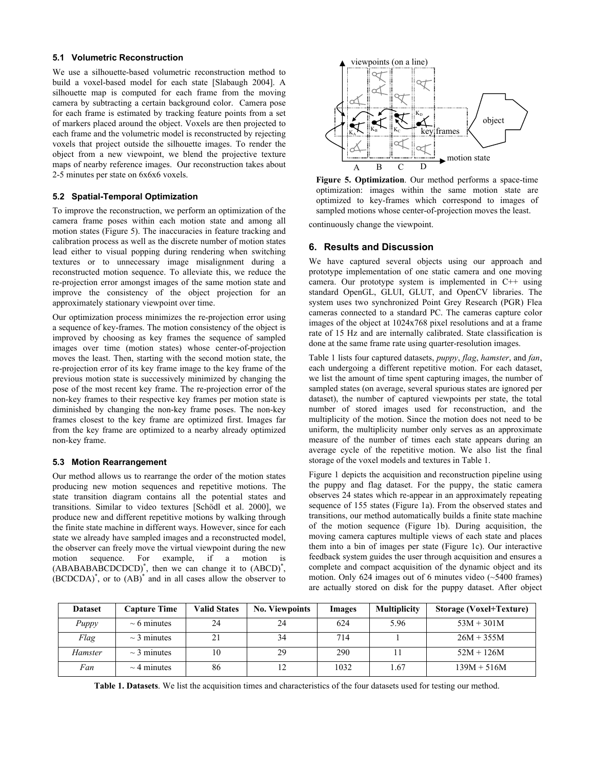### 5.1 Volumetric Reconstruction

We use a silhouette-based volumetric reconstruction method to build a voxel-based model for each state [Slabaugh 2004]. A silhouette map is computed for each frame from the moving camera by subtracting a certain background color. Camera pose for each frame is estimated by tracking feature points from a set of markers placed around the object. Voxels are then projected to each frame and the volumetric model is reconstructed by rejecting voxels that project outside the silhouette images. To render the object from a new viewpoint, we blend the projective texture maps of nearby reference images. Our reconstruction takes about 2-5 minutes per state on 6x6x6 voxels.

### 5.2 Spatial-Temporal Optimization

To improve the reconstruction, we perform an optimization of the camera frame poses within each motion state and among all motion states (Figure 5). The inaccuracies in feature tracking and calibration process as well as the discrete number of motion states lead either to visual popping during rendering when switching textures or to unnecessary image misalignment during a reconstructed motion sequence. To alleviate this, we reduce the re-projection error amongst images of the same motion state and improve the consistency of the object projection for an approximately stationary viewpoint over time.

Our optimization process minimizes the re-projection error using a sequence of key-frames. The motion consistency of the object is improved by choosing as key frames the sequence of sampled images over time (motion states) whose center-of-projection moves the least. Then, starting with the second motion state, the re-projection error of its key frame image to the key frame of the previous motion state is successively minimized by changing the pose of the most recent key frame. The re-projection error of the non-key frames to their respective key frames per motion state is diminished by changing the non-key frame poses. The non-key frames closest to the key frame are optimized first. Images far from the key frame are optimized to a nearby already optimized non-key frame.

### 5.3 Motion Rearrangement

Our method allows us to rearrange the order of the motion states producing new motion sequences and repetitive motions. The state transition diagram contains all the potential states and transitions. Similar to video textures [Schödl et al. 2000], we produce new and different repetitive motions by walking through the finite state machine in different ways. However, since for each state we already have sampled images and a reconstructed model, the observer can freely move the virtual viewpoint during the new motion sequence. For example, if a motion is $(ABABABABCDCDCD)^*$, then we can change it to $(ABCD)^*$, $(BCDCDA)^*$, or to $(AB)^*$ and in all cases allow the observer to continuously change the viewpoint.

**Figure 5. Optimization**. Our method performs a space-time optimization: images within the same motion state are optimized to key-frames which correspond to images of sampled motions whose center-of-projection moves the least.

## 6. Results and Discussion

We have captured several objects using our approach and prototype implementation of one static camera and one moving camera. Our prototype system is implemented in C++ using standard OpenGL, GLUI, GLUT, and OpenCV libraries. The system uses two synchronized Point Grey Research (PGR) Flea cameras connected to a standard PC. The cameras capture color images of the object at 1024x768 pixel resolutions and at a frame rate of 15 Hz and are internally calibrated. State classification is done at the same frame rate using quarter-resolution images.

Table 1 lists four captured datasets, *puppy*, *flag*, *hamster*, and *fan*, each undergoing a different repetitive motion. For each dataset, we list the amount of time spent capturing images, the number of sampled states (on average, several spurious states are ignored per dataset), the number of captured viewpoints per state, the total number of stored images used for reconstruction, and the multiplicity of the motion. Since the motion does not need to be uniform, the multiplicity number only serves as an approximate measure of the number of times each state appears during an average cycle of the repetitive motion. We also list the final storage of the voxel models and textures in Table 1.

Figure 1 depicts the acquisition and reconstruction pipeline using the puppy and flag dataset. For the puppy, the static camera observes 24 states which re-appear in an approximately repeating sequence of 155 states (Figure 1a). From the observed states and transitions, our method automatically builds a finite state machine of the motion sequence (Figure 1b). During acquisition, the moving camera captures multiple views of each state and places them into a bin of images per state (Figure 1c). Our interactive feedback system guides the user through acquisition and ensures a complete and compact acquisition of the dynamic object and its motion. Only 624 images out of 6 minutes video (~5400 frames) are actually stored on disk for the puppy dataset. After object

| Dataset | Capture Time | Valid States | No. Viewpoints | Images | Multiplicity | Storage (Voxel+Texture) |
|---|---|---|---|---|---|---|
| *Puppy* | ~ 6 minutes | 24 | 24 | 624 | 5.96 | 53M + 301M |
| *Flag* | ~ 3 minutes | 21 | 34 | 714 | 1 | 26M + 355M |
| *Hamster* | ~ 3 minutes | 10 | 29 | 290 | 11 | 52M + 126M |
| *Fan* | ~ 4 minutes | 86 | 12 | 1032 | 1.67 | 139M + 516M |

**Table 1. Datasets**. We list the acquisition times and characteristics of the four datasets used for testing our method.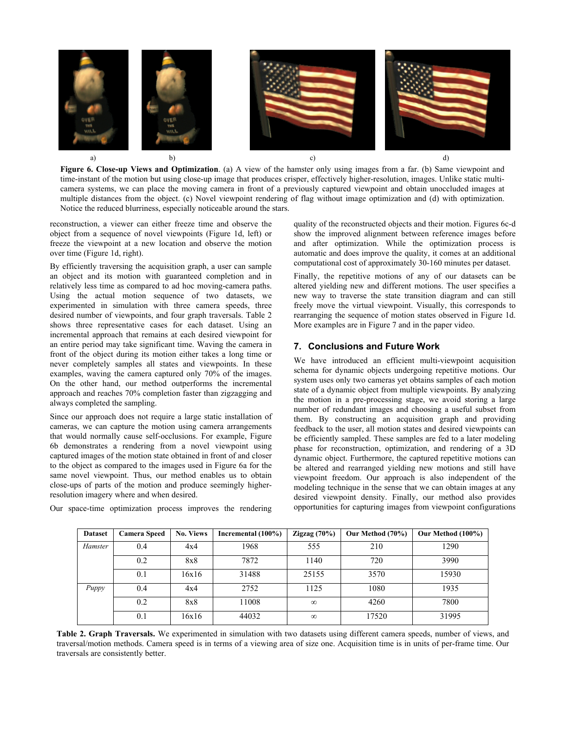**Figure 6. Close-up Views and Optimization**. (a) A view of the hamster only using images from a far. (b) Same viewpoint and time-instant of the motion but using close-up image that produces crisper, effectively higher-resolution, images. Unlike static multi-camera systems, we can place the moving camera in front of a previously captured viewpoint and obtain unoccluded images at multiple distances from the object. (c) Novel viewpoint rendering of flag without image optimization and (d) with optimization. Notice the reduced blurriness, especially noticeable around the stars.

reconstruction, a viewer can either freeze time and observe the object from a sequence of novel viewpoints (Figure 1d, left) or freeze the viewpoint at a new location and observe the motion over time (Figure 1d, right).

By efficiently traversing the acquisition graph, a user can sample an object and its motion with guaranteed completion and in relatively less time as compared to ad hoc moving-camera paths. Using the actual motion sequence of two datasets, we experimented in simulation with three camera speeds, three desired number of viewpoints, and four graph traversals. Table 2 shows three representative cases for each dataset. Using an incremental approach that remains at each desired viewpoint for an entire period may take significant time. Waving the camera in front of the object during its motion either takes a long time or never completely samples all states and viewpoints. In these examples, waving the camera captured only 70% of the images. On the other hand, our method outperforms the incremental approach and reaches 70% completion faster than zigzagging and always completed the sampling.

Since our approach does not require a large static installation of cameras, we can capture the motion using camera arrangements that would normally cause self-occlusions. For example, Figure 6b demonstrates a rendering from a novel viewpoint using captured images of the motion state obtained in front of and closer to the object as compared to the images used in Figure 6a for the same novel viewpoint. Thus, our method enables us to obtain close-ups of parts of the motion and produce seemingly higher-resolution imagery where and when desired.

Our space-time optimization process improves the rendering quality of the reconstructed objects and their motion. Figures 6c-d show the improved alignment between reference images before and after optimization. While the optimization process is automatic and does improve the quality, it comes at an additional computational cost of approximately 30-160 minutes per dataset.

Finally, the repetitive motions of any of our datasets can be altered yielding new and different motions. The user specifies a new way to traverse the state transition diagram and can still freely move the virtual viewpoint. Visually, this corresponds to rearranging the sequence of motion states observed in Figure 1d. More examples are in Figure 7 and in the paper video.

## 7. Conclusions and Future Work

We have introduced an efficient multi-viewpoint acquisition schema for dynamic objects undergoing repetitive motions. Our system uses only two cameras yet obtains samples of each motion state of a dynamic object from multiple viewpoints. By analyzing the motion in a pre-processing stage, we avoid storing a large number of redundant images and choosing a useful subset from them. By constructing an acquisition graph and providing feedback to the user, all motion states and desired viewpoints can be efficiently sampled. These samples are fed to a later modeling phase for reconstruction, optimization, and rendering of a 3D dynamic object. Furthermore, the captured repetitive motions can be altered and rearranged yielding new motions and still have viewpoint freedom. Our approach is also independent of the modeling technique in the sense that we can obtain images at any desired viewpoint density. Finally, our method also provides opportunities for capturing images from viewpoint configurations

| Dataset | Camera Speed | No. Views | Incremental (100%) | Zigzag (70%) | Our Method (70%) | Our Method (100%) |
|---|---|---|---|---|---|---|
| *Hamster* | 0.4 | 4x4 | 1968 | 555 | 210 | 1290 |
| | 0.2 | 8x8 | 7872 | 1140 | 720 | 3990 |
| | 0.1 | 16x16 | 31488 | 25155 | 3570 | 15930 |
| *Puppy* | 0.4 | 4x4 | 2752 | 1125 | 1080 | 1935 |
| | 0.2 | 8x8 | 11008 | $\infty$ | 4260 | 7800 |
| | 0.1 | 16x16 | 44032 | $\infty$ | 17520 | 31995 |

**Table 2. Graph Traversals.** We experimented in simulation with two datasets using different camera speeds, number of views, and traversal/motion methods. Camera speed is in terms of a viewing area of size one. Acquisition time is in units of per-frame time. Our traversals are consistently better.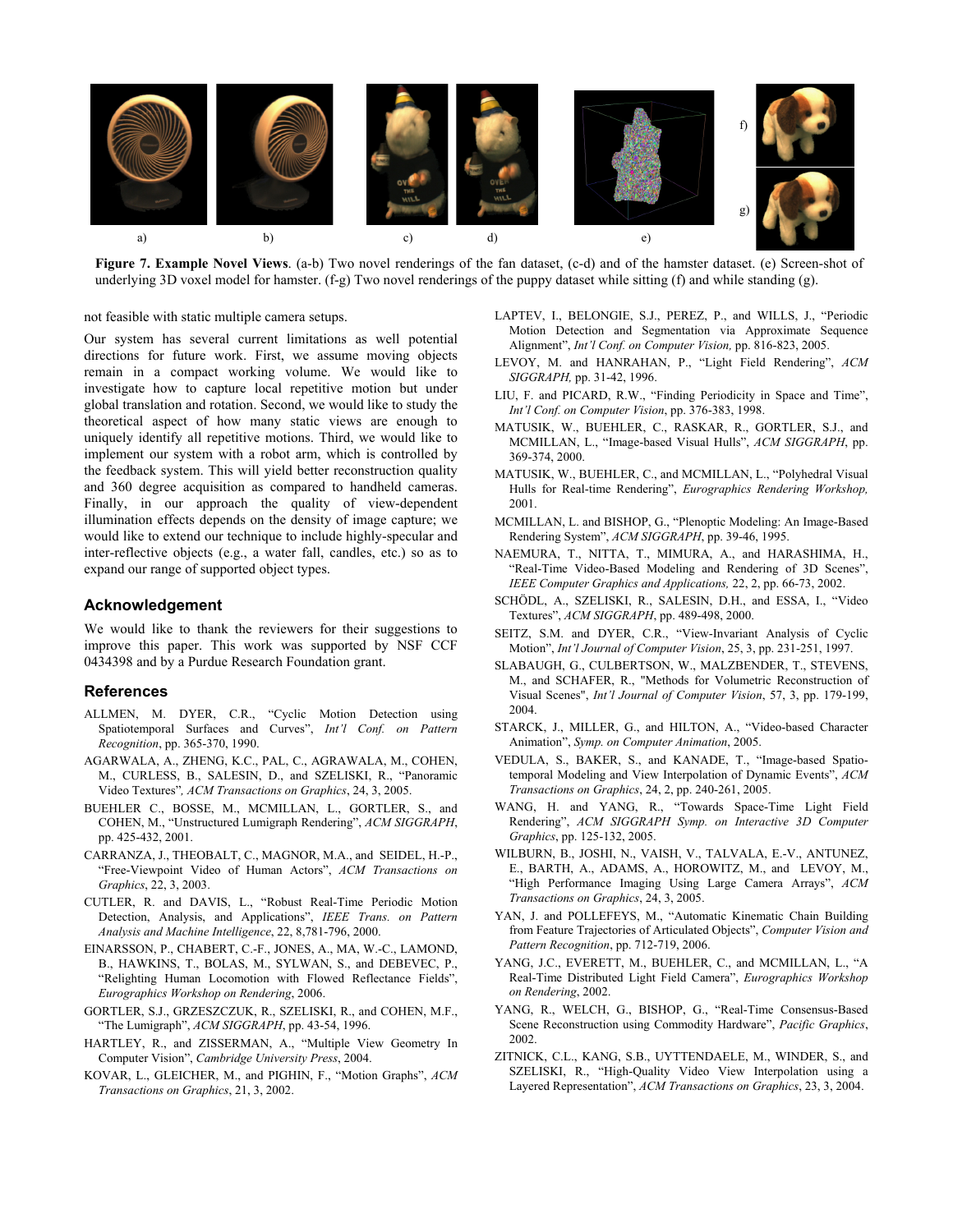a) b) c) d) e) f) g)

**Figure 7. Example Novel Views**. (a-b) Two novel renderings of the fan dataset, (c-d) and of the hamster dataset. (e) Screen-shot of underlying 3D voxel model for hamster. (f-g) Two novel renderings of the puppy dataset while sitting (f) and while standing (g).

not feasible with static multiple camera setups.

Our system has several current limitations as well potential directions for future work. First, we assume moving objects remain in a compact working volume. We would like to investigate how to capture local repetitive motion under global translation and rotation. Second, we would like to study the theoretical aspect of how many static views are enough to uniquely identify all repetitive motions. Third, we would like to implement our system with a robot arm, which is controlled by the feedback system. This will yield better reconstruction quality and 360 degree acquisition as compared to handheld cameras. Finally, in our approach the quality of view-dependent illumination effects depends on the density of image capture; we would like to extend our technique to include highly-specular and inter-reflective objects (e.g., a water fall, candles, etc.) so as to expand our range of supported object types.

## Acknowledgement

We would like to thank the reviewers for their suggestions to improve this paper. This work was supported by NSF CCF 0434398 and by a Purdue Research Foundation grant.

## References

ALLMEN, M. DYER, C.R., "Cyclic Motion Detection using Spatiotemporal Surfaces and Curves", *Int'l Conf. on Pattern Recognition*, pp. 365-370, 1990.

AGARWALA, A., ZHENG, K.C., PAL, C., AGRAWALA, M., COHEN, M., CURLESS, B., SALESIN, D., and SZELISKI, R., "Panoramic Video Textures", *ACM Transactions on Graphics*, 24, 3, 2005.

BUEHLER C., BOSSE, M., MCMILLAN, L., GORTLER, S., and COHEN, M., "Unstructured Lumigraph Rendering", *ACM SIGGRAPH*, pp. 425-432, 2001.

CARRANZA, J., THEOBALT, C., MAGNOR, M.A., and SEIDEL, H.-P., "Free-Viewpoint Video of Human Actors", *ACM Transactions on Graphics*, 22, 3, 2003.

CUTLER, R. and DAVIS, L., "Robust Real-Time Periodic Motion Detection, Analysis, and Applications", *IEEE Trans. on Pattern Analysis and Machine Intelligence*, 22, 8,781-796, 2000.

EINARSSON, P., CHABERT, C.-F., JONES, A., MA, W.-C., LAMOND, B., HAWKINS, T., BOLAS, M., SYLWAN, S., and DEBEVEC, P., "Relighting Human Locomotion with Flowed Reflectance Fields", *Eurographics Workshop on Rendering*, 2006.

GORTLER, S.J., GRZESZCZUK, R., SZELISKI, R., and COHEN, M.F., "The Lumigraph", *ACM SIGGRAPH*, pp. 43-54, 1996.

HARTLEY, R., and ZISSERMAN, A., "Multiple View Geometry In Computer Vision", *Cambridge University Press*, 2004.

KOVAR, L., GLEICHER, M., and PIGHIN, F., "Motion Graphs", *ACM Transactions on Graphics*, 21, 3, 2002.

LAPTEV, I., BELONGIE, S.J., PEREZ, P., and WILLS, J., "Periodic Motion Detection and Segmentation via Approximate Sequence Alignment", *Int'l Conf. on Computer Vision,* pp. 816-823, 2005.

LEVOY, M. and HANRAHAN, P., "Light Field Rendering", *ACM SIGGRAPH,* pp. 31-42, 1996.

LIU, F. and PICARD, R.W., "Finding Periodicity in Space and Time", *Int'l Conf. on Computer Vision*, pp. 376-383, 1998.

MATUSIK, W., BUEHLER, C., RASKAR, R., GORTLER, S.J., and MCMILLAN, L., "Image-based Visual Hulls", *ACM SIGGRAPH*, pp. 369-374, 2000.

MATUSIK, W., BUEHLER, C., and MCMILLAN, L., "Polyhedral Visual Hulls for Real-time Rendering", *Eurographics Rendering Workshop,* 2001.

MCMILLAN, L. and BISHOP, G., "Plenoptic Modeling: An Image-Based Rendering System", *ACM SIGGRAPH*, pp. 39-46, 1995.

NAEMURA, T., NITTA, T., MIMURA, A., and HARASHIMA, H., "Real-Time Video-Based Modeling and Rendering of 3D Scenes", *IEEE Computer Graphics and Applications,* 22, 2, pp. 66-73, 2002.

SCHÖDL, A., SZELISKI, R., SALESIN, D.H., and ESSA, I., "Video Textures", *ACM SIGGRAPH*, pp. 489-498, 2000.

SEITZ, S.M. and DYER, C.R., "View-Invariant Analysis of Cyclic Motion", *Int'l Journal of Computer Vision*, 25, 3, pp. 231-251, 1997.

SLABAUGH, G., CULBERTSON, W., MALZBENDER, T., STEVENS, M., and SCHAFER, R., "Methods for Volumetric Reconstruction of Visual Scenes", *Int'l Journal of Computer Vision*, 57, 3, pp. 179-199, 2004.

STARCK, J., MILLER, G., and HILTON, A., "Video-based Character Animation", *Symp. on Computer Animation*, 2005.

VEDULA, S., BAKER, S., and KANADE, T., "Image-based Spatio-temporal Modeling and View Interpolation of Dynamic Events", *ACM Transactions on Graphics*, 24, 2, pp. 240-261, 2005.

WANG, H. and YANG, R., "Towards Space-Time Light Field Rendering", *ACM SIGGRAPH Symp. on Interactive 3D Computer Graphics*, pp. 125-132, 2005.

WILBURN, B., JOSHI, N., VAISH, V., TALVALA, E.-V., ANTUNEZ, E., BARTH, A., ADAMS, A., HOROWITZ, M., and LEVOY, M., "High Performance Imaging Using Large Camera Arrays", *ACM Transactions on Graphics*, 24, 3, 2005.

YAN, J. and POLLEFEYS, M., "Automatic Kinematic Chain Building from Feature Trajectories of Articulated Objects", *Computer Vision and Pattern Recognition*, pp. 712-719, 2006.

YANG, J.C., EVERETT, M., BUEHLER, C., and MCMILLAN, L., "A Real-Time Distributed Light Field Camera", *Eurographics Workshop on Rendering*, 2002.

YANG, R., WELCH, G., BISHOP, G., "Real-Time Consensus-Based Scene Reconstruction using Commodity Hardware", *Pacific Graphics*, 2002.

ZITNICK, C.L., KANG, S.B., UYTTENDAELE, M., WINDER, S., and SZELISKI, R., "High-Quality Video View Interpolation using a Layered Representation", *ACM Transactions on Graphics*, 23, 3, 2004.